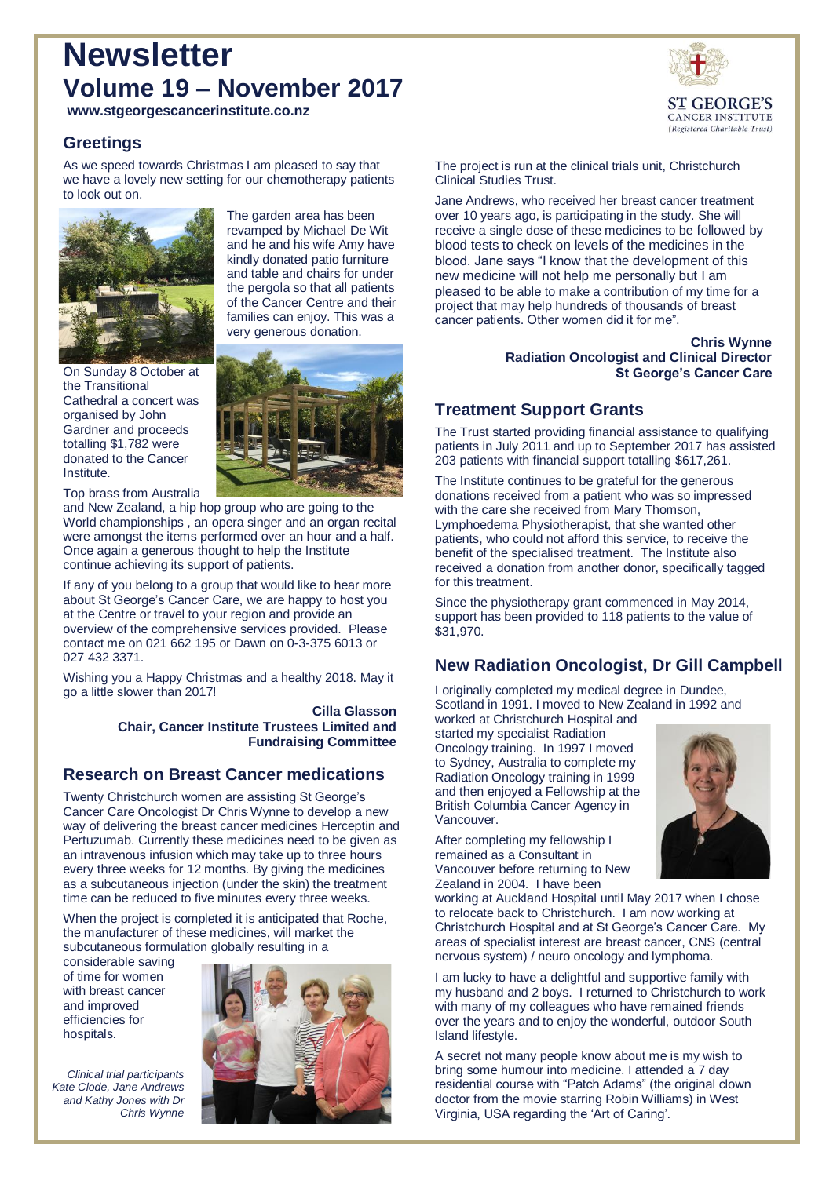# Newsletter
# Volume 19 – November 2017

**www.stgeorgescancerinstitute.co.nz**

ST GEORGE'S
CANCER INSTITUTE
*(Registered Charitable Trust)*

## Greetings

As we speed towards Christmas I am pleased to say that we have a lovely new setting for our chemotherapy patients to look out on.

The garden area has been revamped by Michael De Wit and he and his wife Amy have kindly donated patio furniture and table and chairs for under the pergola so that all patients of the Cancer Centre and their families can enjoy. This was a very generous donation.

On Sunday 8 October at the Transitional Cathedral a concert was organised by John Gardner and proceeds totalling $1,782 were donated to the Cancer Institute.

Top brass from Australia and New Zealand, a hip hop group who are going to the World championships , an opera singer and an organ recital were amongst the items performed over an hour and a half. Once again a generous thought to help the Institute continue achieving its support of patients.

If any of you belong to a group that would like to hear more about St George's Cancer Care, we are happy to host you at the Centre or travel to your region and provide an overview of the comprehensive services provided. Please contact me on 021 662 195 or Dawn on 0-3-375 6013 or 027 432 3371.

Wishing you a Happy Christmas and a healthy 2018. May it go a little slower than 2017!

**Cilla Glasson**
**Chair, Cancer Institute Trustees Limited and Fundraising Committee**

## Research on Breast Cancer medications

Twenty Christchurch women are assisting St George's Cancer Care Oncologist Dr Chris Wynne to develop a new way of delivering the breast cancer medicines Herceptin and Pertuzumab. Currently these medicines need to be given as an intravenous infusion which may take up to three hours every three weeks for 12 months. By giving the medicines as a subcutaneous injection (under the skin) the treatment time can be reduced to five minutes every three weeks.

When the project is completed it is anticipated that Roche, the manufacturer of these medicines, will market the subcutaneous formulation globally resulting in a considerable saving of time for women with breast cancer and improved efficiencies for hospitals.

*Clinical trial participants Kate Clode, Jane Andrews and Kathy Jones with Dr Chris Wynne*

The project is run at the clinical trials unit, Christchurch Clinical Studies Trust.

Jane Andrews, who received her breast cancer treatment over 10 years ago, is participating in the study. She will receive a single dose of these medicines to be followed by blood tests to check on levels of the medicines in the blood. Jane says "I know that the development of this new medicine will not help me personally but I am pleased to be able to make a contribution of my time for a project that may help hundreds of thousands of breast cancer patients. Other women did it for me".

**Chris Wynne**
**Radiation Oncologist and Clinical Director**
**St George's Cancer Care**

## Treatment Support Grants

The Trust started providing financial assistance to qualifying patients in July 2011 and up to September 2017 has assisted 203 patients with financial support totalling $617,261.

The Institute continues to be grateful for the generous donations received from a patient who was so impressed with the care she received from Mary Thomson, Lymphoedema Physiotherapist, that she wanted other patients, who could not afford this service, to receive the benefit of the specialised treatment. The Institute also received a donation from another donor, specifically tagged for this treatment.

Since the physiotherapy grant commenced in May 2014, support has been provided to 118 patients to the value of $31,970.

## New Radiation Oncologist, Dr Gill Campbell

I originally completed my medical degree in Dundee, Scotland in 1991. I moved to New Zealand in 1992 and worked at Christchurch Hospital and started my specialist Radiation Oncology training. In 1997 I moved to Sydney, Australia to complete my Radiation Oncology training in 1999 and then enjoyed a Fellowship at the British Columbia Cancer Agency in Vancouver.

After completing my fellowship I remained as a Consultant in Vancouver before returning to New Zealand in 2004. I have been working at Auckland Hospital until May 2017 when I chose to relocate back to Christchurch. I am now working at Christchurch Hospital and at St George's Cancer Care. My areas of specialist interest are breast cancer, CNS (central nervous system) / neuro oncology and lymphoma.

I am lucky to have a delightful and supportive family with my husband and 2 boys. I returned to Christchurch to work with many of my colleagues who have remained friends over the years and to enjoy the wonderful, outdoor South Island lifestyle.

A secret not many people know about me is my wish to bring some humour into medicine. I attended a 7 day residential course with "Patch Adams" (the original clown doctor from the movie starring Robin Williams) in West Virginia, USA regarding the 'Art of Caring'.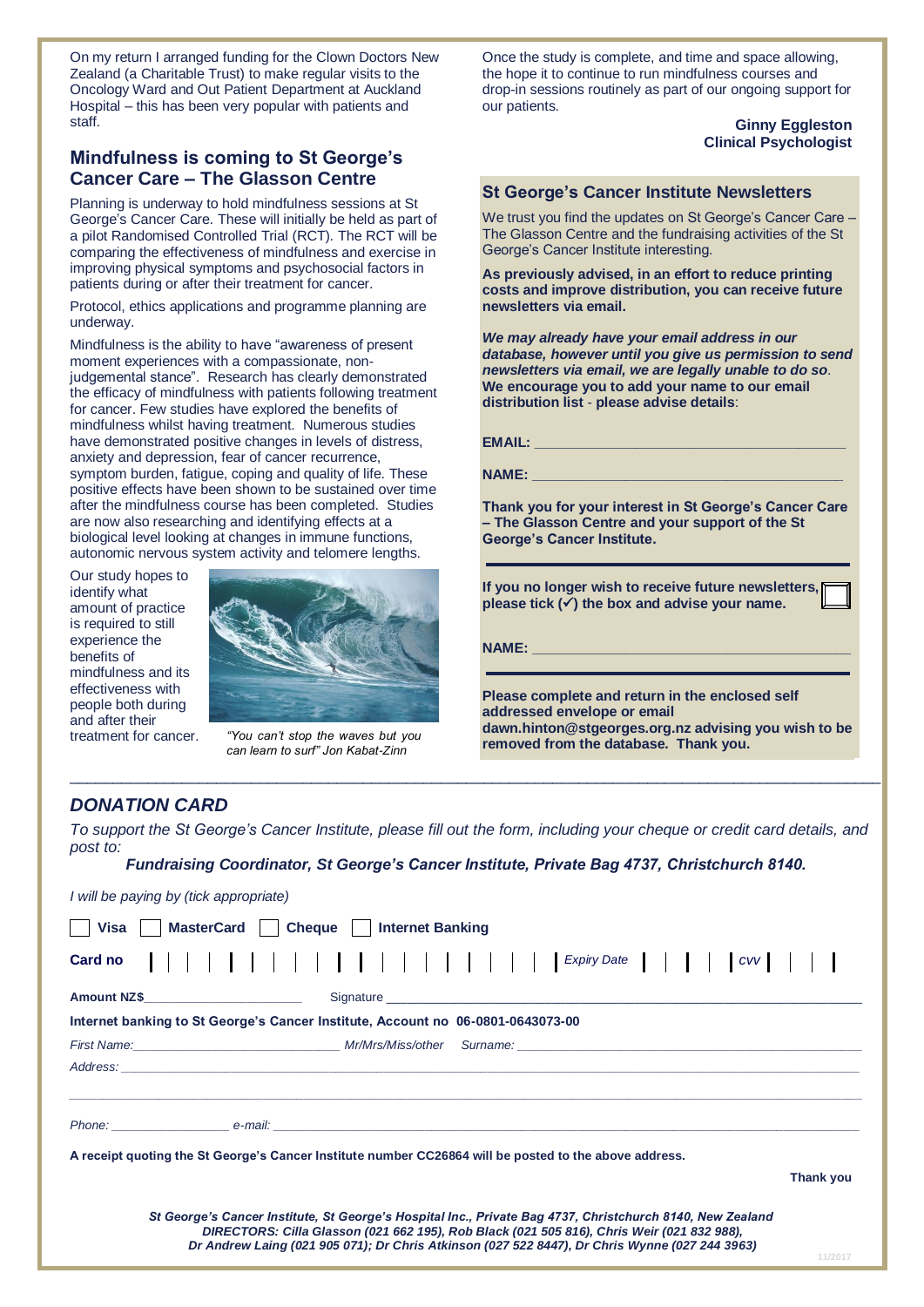On my return I arranged funding for the Clown Doctors New Zealand (a Charitable Trust) to make regular visits to the Oncology Ward and Out Patient Department at Auckland Hospital – this has been very popular with patients and staff.

## Mindfulness is coming to St George's Cancer Care – The Glasson Centre

Planning is underway to hold mindfulness sessions at St George's Cancer Care. These will initially be held as part of a pilot Randomised Controlled Trial (RCT). The RCT will be comparing the effectiveness of mindfulness and exercise in improving physical symptoms and psychosocial factors in patients during or after their treatment for cancer.

Protocol, ethics applications and programme planning are underway.

Mindfulness is the ability to have "awareness of present moment experiences with a compassionate, non-judgemental stance". Research has clearly demonstrated the efficacy of mindfulness with patients following treatment for cancer. Few studies have explored the benefits of mindfulness whilst having treatment. Numerous studies have demonstrated positive changes in levels of distress, anxiety and depression, fear of cancer recurrence, symptom burden, fatigue, coping and quality of life. These positive effects have been shown to be sustained over time after the mindfulness course has been completed. Studies are now also researching and identifying effects at a biological level looking at changes in immune functions, autonomic nervous system activity and telomere lengths.

Our study hopes to identify what amount of practice is required to still experience the benefits of mindfulness and its effectiveness with people both during and after their treatment for cancer.

*"You can't stop the waves but you can learn to surf" Jon Kabat-Zinn*

Once the study is complete, and time and space allowing, the hope it to continue to run mindfulness courses and drop-in sessions routinely as part of our ongoing support for our patients.

**Ginny Eggleston**
**Clinical Psychologist**

## St George's Cancer Institute Newsletters

We trust you find the updates on St George's Cancer Care – The Glasson Centre and the fundraising activities of the St George's Cancer Institute interesting.

**As previously advised, in an effort to reduce printing costs and improve distribution, you can receive future newsletters via email.**

***We may already have your email address in our database, however until you give us permission to send newsletters via email, we are legally unable to do so*. We encourage you to add your name to our email distribution list - please advise details**:

**EMAIL:** ________________________________________

**NAME:** ________________________________________

**Thank you for your interest in St George's Cancer Care – The Glasson Centre and your support of the St George's Cancer Institute.**

**If you no longer wish to receive future newsletters, please tick (✓) the box and advise your name.** ☐

**NAME:** ________________________________________

**Please complete and return in the enclosed self addressed envelope or email dawn.hinton@stgeorges.org.nz advising you wish to be removed from the database. Thank you.**

---

## *DONATION CARD*

*To support the St George's Cancer Institute, please fill out the form, including your cheque or credit card details, and post to:*

***Fundraising Coordinator, St George's Cancer Institute, Private Bag 4737, Christchurch 8140.***

*I will be paying by (tick appropriate)*

☐ **Visa** ☐ **MasterCard** ☐ **Cheque** ☐ **Internet Banking**

**Card no** | | | | | | | | | | | | | | | | | *Expiry Date* | | | | *CVV* | | |

**Amount NZ$**______________________ Signature ________________________________________

**Internet banking to St George's Cancer Institute, Account no 06-0801-0643073-00**

*First Name:*______________________ *Mr/Mrs/Miss/other* *Surname:* ______________________

*Address:* ________________________________________

________________________________________

*Phone:* ________________ *e-mail:* ________________________________________

**A receipt quoting the St George's Cancer Institute number CC26864 will be posted to the above address.**

**Thank you**

***St George's Cancer Institute, St George's Hospital Inc., Private Bag 4737, Christchurch 8140, New Zealand***
***DIRECTORS: Cilla Glasson (021 662 195), Rob Black (021 505 816), Chris Weir (021 832 988), Dr Andrew Laing (021 905 071); Dr Chris Atkinson (027 522 8447), Dr Chris Wynne (027 244 3963)***

11/2017